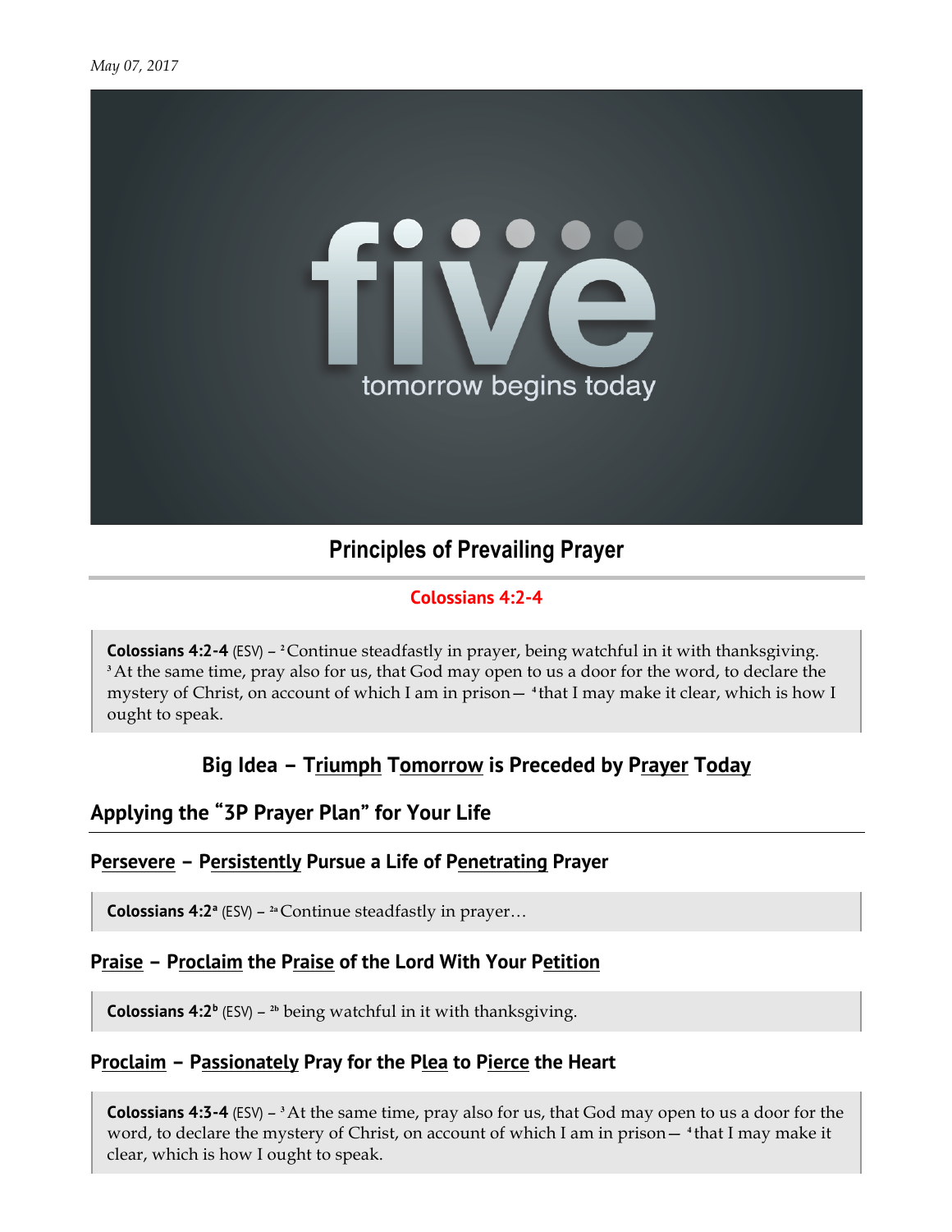*May 07, 2017*

# Principles of Prevailing Prayer

**Colossians 4:2-4**

> **Colossians 4:2-4** (ESV) – [2] Continue steadfastly in prayer, being watchful in it with thanksgiving. [3] At the same time, pray also for us, that God may open to us a door for the word, to declare the mystery of Christ, on account of which I am in prison— [4] that I may make it clear, which is how I ought to speak.

## Big Idea – Triumph Tomorrow is Preceded by Prayer Today

## Applying the "3P Prayer Plan" for Your Life

### Persevere – Persistently Pursue a Life of Penetrating Prayer

> **Colossians 4:2[a]** (ESV) – [2a] Continue steadfastly in prayer…

### Praise – Proclaim the Praise of the Lord With Your Petition

> **Colossians 4:2[b]** (ESV) – [2b] being watchful in it with thanksgiving.

### Proclaim – Passionately Pray for the Plea to Pierce the Heart

> **Colossians 4:3-4** (ESV) – [3] At the same time, pray also for us, that God may open to us a door for the word, to declare the mystery of Christ, on account of which I am in prison— [4] that I may make it clear, which is how I ought to speak.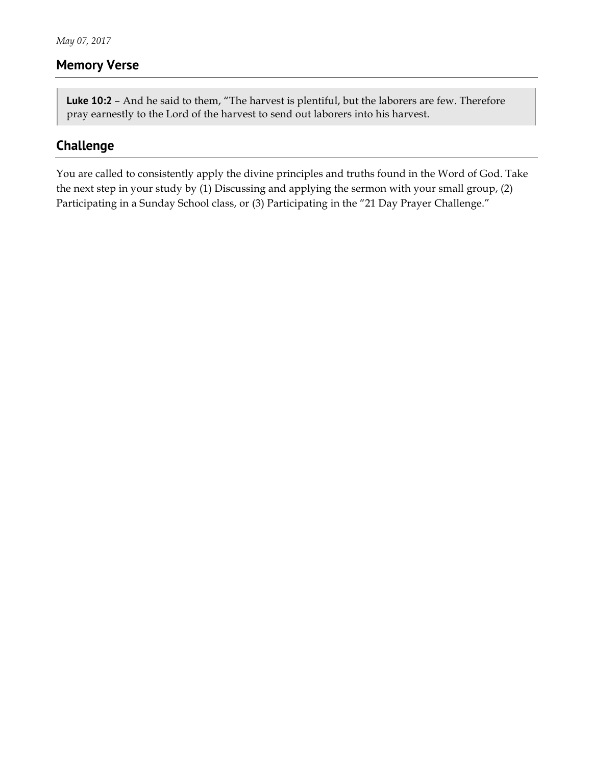*May 07, 2017*

## Memory Verse

> **Luke 10:2** – And he said to them, “The harvest is plentiful, but the laborers are few. Therefore pray earnestly to the Lord of the harvest to send out laborers into his harvest.

## Challenge

You are called to consistently apply the divine principles and truths found in the Word of God. Take the next step in your study by (1) Discussing and applying the sermon with your small group, (2) Participating in a Sunday School class, or (3) Participating in the “21 Day Prayer Challenge.”